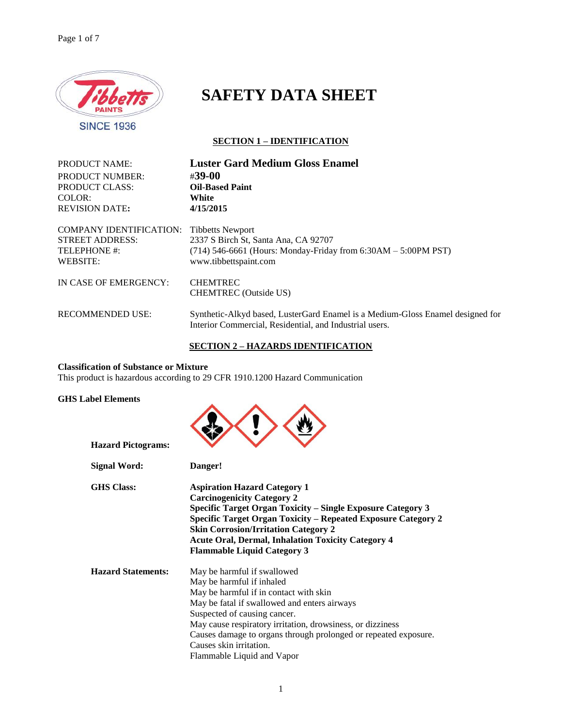# SAFETY DATA SHEET

## SECTION 1 – IDENTIFICATION

PRODUCT NAME: **Luster Gard Medium Gloss Enamel**
PRODUCT NUMBER: #**39-00**
PRODUCT CLASS: **Oil-Based Paint**
COLOR: **White**
REVISION DATE**:** **4/15/2015**

COMPANY IDENTIFICATION: Tibbetts Newport
STREET ADDRESS: 2337 S Birch St, Santa Ana, CA 92707
TELEPHONE #: (714) 546-6661 (Hours: Monday-Friday from 6:30AM – 5:00PM PST)
WEBSITE: www.tibbettspaint.com

IN CASE OF EMERGENCY: CHEMTREC
CHEMTREC (Outside US)

RECOMMENDED USE: Synthetic-Alkyd based, LusterGard Enamel is a Medium-Gloss Enamel designed for Interior Commercial, Residential, and Industrial users.

## SECTION 2 – HAZARDS IDENTIFICATION

**Classification of Substance or Mixture**
This product is hazardous according to 29 CFR 1910.1200 Hazard Communication

**GHS Label Elements**

**Hazard Pictograms:**

**Signal Word:** **Danger!**

**GHS Class:**
**Aspiration Hazard Category 1**
**Carcinogenicity Category 2**
**Specific Target Organ Toxicity – Single Exposure Category 3**
**Specific Target Organ Toxicity – Repeated Exposure Category 2**
**Skin Corrosion/Irritation Category 2**
**Acute Oral, Dermal, Inhalation Toxicity Category 4**
**Flammable Liquid Category 3**

**Hazard Statements:**
May be harmful if swallowed
May be harmful if inhaled
May be harmful if in contact with skin
May be fatal if swallowed and enters airways
Suspected of causing cancer.
May cause respiratory irritation, drowsiness, or dizziness
Causes damage to organs through prolonged or repeated exposure.
Causes skin irritation.
Flammable Liquid and Vapor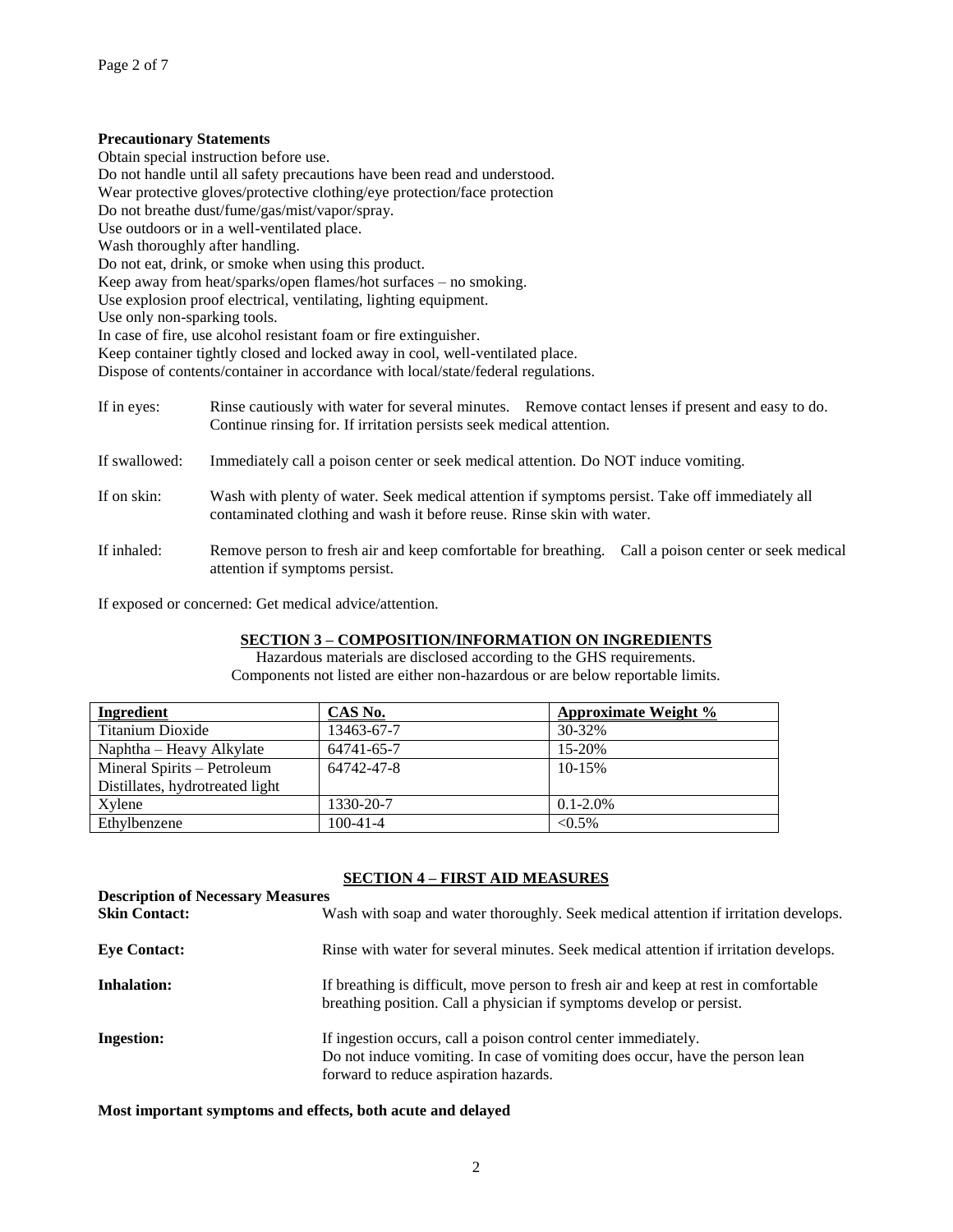**Precautionary Statements**

Obtain special instruction before use.
Do not handle until all safety precautions have been read and understood.
Wear protective gloves/protective clothing/eye protection/face protection
Do not breathe dust/fume/gas/mist/vapor/spray.
Use outdoors or in a well-ventilated place.
Wash thoroughly after handling.
Do not eat, drink, or smoke when using this product.
Keep away from heat/sparks/open flames/hot surfaces – no smoking.
Use explosion proof electrical, ventilating, lighting equipment.
Use only non-sparking tools.
In case of fire, use alcohol resistant foam or fire extinguisher.
Keep container tightly closed and locked away in cool, well-ventilated place.
Dispose of contents/container in accordance with local/state/federal regulations.

If in eyes: Rinse cautiously with water for several minutes. Remove contact lenses if present and easy to do. Continue rinsing for. If irritation persists seek medical attention.

If swallowed: Immediately call a poison center or seek medical attention. Do NOT induce vomiting.

If on skin: Wash with plenty of water. Seek medical attention if symptoms persist. Take off immediately all contaminated clothing and wash it before reuse. Rinse skin with water.

If inhaled: Remove person to fresh air and keep comfortable for breathing. Call a poison center or seek medical attention if symptoms persist.

If exposed or concerned: Get medical advice/attention.

## SECTION 3 – COMPOSITION/INFORMATION ON INGREDIENTS

Hazardous materials are disclosed according to the GHS requirements.
Components not listed are either non-hazardous or are below reportable limits.

| Ingredient | CAS No. | Approximate Weight % |
|---|---|---|
| Titanium Dioxide | 13463-67-7 | 30-32% |
| Naphtha – Heavy Alkylate | 64741-65-7 | 15-20% |
| Mineral Spirits – Petroleum Distillates, hydrotreated light | 64742-47-8 | 10-15% |
| Xylene | 1330-20-7 | 0.1-2.0% |
| Ethylbenzene | 100-41-4 | <0.5% |

## SECTION 4 – FIRST AID MEASURES

**Description of Necessary Measures**

**Skin Contact:** Wash with soap and water thoroughly. Seek medical attention if irritation develops.

**Eye Contact:** Rinse with water for several minutes. Seek medical attention if irritation develops.

**Inhalation:** If breathing is difficult, move person to fresh air and keep at rest in comfortable breathing position. Call a physician if symptoms develop or persist.

**Ingestion:** If ingestion occurs, call a poison control center immediately. Do not induce vomiting. In case of vomiting does occur, have the person lean forward to reduce aspiration hazards.

**Most important symptoms and effects, both acute and delayed**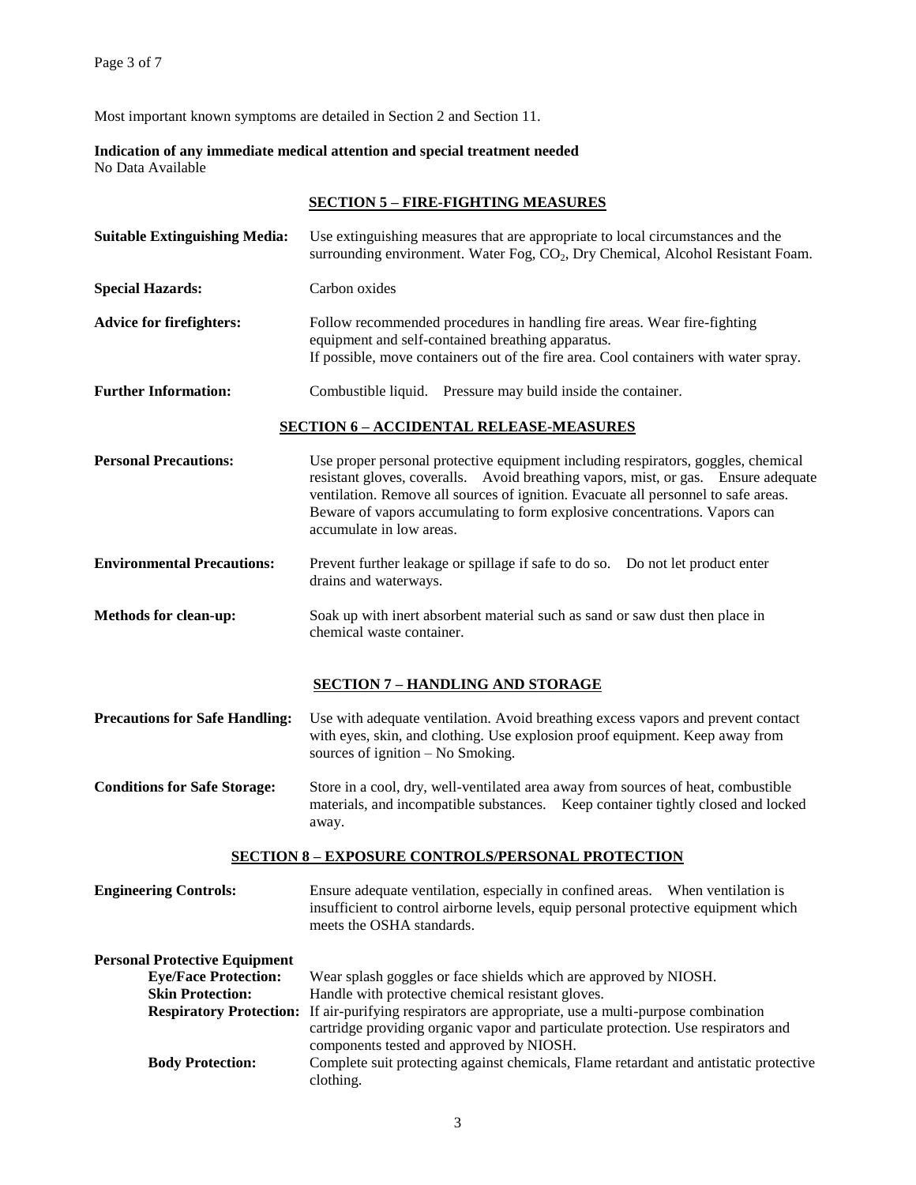Most important known symptoms are detailed in Section 2 and Section 11.

**Indication of any immediate medical attention and special treatment needed**
No Data Available

## SECTION 5 – FIRE-FIGHTING MEASURES

**Suitable Extinguishing Media:** Use extinguishing measures that are appropriate to local circumstances and the surrounding environment. Water Fog, $CO_2$, Dry Chemical, Alcohol Resistant Foam.

**Special Hazards:** Carbon oxides

**Advice for firefighters:** Follow recommended procedures in handling fire areas. Wear fire-fighting equipment and self-contained breathing apparatus.
If possible, move containers out of the fire area. Cool containers with water spray.

**Further Information:** Combustible liquid. Pressure may build inside the container.

## SECTION 6 – ACCIDENTAL RELEASE-MEASURES

**Personal Precautions:** Use proper personal protective equipment including respirators, goggles, chemical resistant gloves, coveralls. Avoid breathing vapors, mist, or gas. Ensure adequate ventilation. Remove all sources of ignition. Evacuate all personnel to safe areas. Beware of vapors accumulating to form explosive concentrations. Vapors can accumulate in low areas.

**Environmental Precautions:** Prevent further leakage or spillage if safe to do so. Do not let product enter drains and waterways.

**Methods for clean-up:** Soak up with inert absorbent material such as sand or saw dust then place in chemical waste container.

## SECTION 7 – HANDLING AND STORAGE

**Precautions for Safe Handling:** Use with adequate ventilation. Avoid breathing excess vapors and prevent contact with eyes, skin, and clothing. Use explosion proof equipment. Keep away from sources of ignition – No Smoking.

**Conditions for Safe Storage:** Store in a cool, dry, well-ventilated area away from sources of heat, combustible materials, and incompatible substances. Keep container tightly closed and locked away.

## SECTION 8 – EXPOSURE CONTROLS/PERSONAL PROTECTION

**Engineering Controls:** Ensure adequate ventilation, especially in confined areas. When ventilation is insufficient to control airborne levels, equip personal protective equipment which meets the OSHA standards.

**Personal Protective Equipment**

- **Eye/Face Protection:** Wear splash goggles or face shields which are approved by NIOSH.
- **Skin Protection:** Handle with protective chemical resistant gloves.
- **Respiratory Protection:** If air-purifying respirators are appropriate, use a multi-purpose combination cartridge providing organic vapor and particulate protection. Use respirators and components tested and approved by NIOSH.
- **Body Protection:** Complete suit protecting against chemicals, Flame retardant and antistatic protective clothing.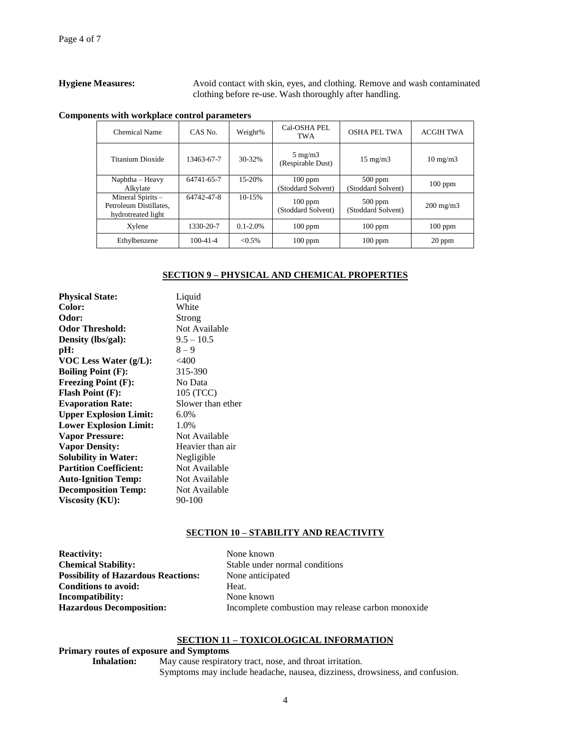**Hygiene Measures:** Avoid contact with skin, eyes, and clothing. Remove and wash contaminated clothing before re-use. Wash thoroughly after handling.

**Components with workplace control parameters**

| Chemical Name | CAS No. | Weight% | Cal-OSHA PEL TWA | OSHA PEL TWA | ACGIH TWA |
|---|---|---|---|---|---|
| Titanium Dioxide | 13463-67-7 | 30-32% | 5 mg/m3 (Respirable Dust) | 15 mg/m3 | 10 mg/m3 |
| Naphtha – Heavy Alkylate | 64741-65-7 | 15-20% | 100 ppm (Stoddard Solvent) | 500 ppm (Stoddard Solvent) | 100 ppm |
| Mineral Spirits – Petroleum Distillates, hydrotreated light | 64742-47-8 | 10-15% | 100 ppm (Stoddard Solvent) | 500 ppm (Stoddard Solvent) | 200 mg/m3 |
| Xylene | 1330-20-7 | 0.1-2.0% | 100 ppm | 100 ppm | 100 ppm |
| Ethylbenzene | 100-41-4 | <0.5% | 100 ppm | 100 ppm | 20 ppm |

## SECTION 9 – PHYSICAL AND CHEMICAL PROPERTIES

**Physical State:** Liquid
**Color:** White
**Odor:** Strong
**Odor Threshold:** Not Available
**Density (lbs/gal):** 9.5 – 10.5
**pH:** 8 – 9
**VOC Less Water (g/L):** <400
**Boiling Point (F):** 315-390
**Freezing Point (F):** No Data
**Flash Point (F):** 105 (TCC)
**Evaporation Rate:** Slower than ether
**Upper Explosion Limit:** 6.0%
**Lower Explosion Limit:** 1.0%
**Vapor Pressure:** Not Available
**Vapor Density:** Heavier than air
**Solubility in Water:** Negligible
**Partition Coefficient:** Not Available
**Auto-Ignition Temp:** Not Available
**Decomposition Temp:** Not Available
**Viscosity (KU):** 90-100

## SECTION 10 – STABILITY AND REACTIVITY

**Reactivity:** None known
**Chemical Stability:** Stable under normal conditions
**Possibility of Hazardous Reactions:** None anticipated
**Conditions to avoid:** Heat.
**Incompatibility:** None known
**Hazardous Decomposition:** Incomplete combustion may release carbon monoxide

## SECTION 11 – TOXICOLOGICAL INFORMATION

**Primary routes of exposure and Symptoms**

**Inhalation:** May cause respiratory tract, nose, and throat irritation.
Symptoms may include headache, nausea, dizziness, drowsiness, and confusion.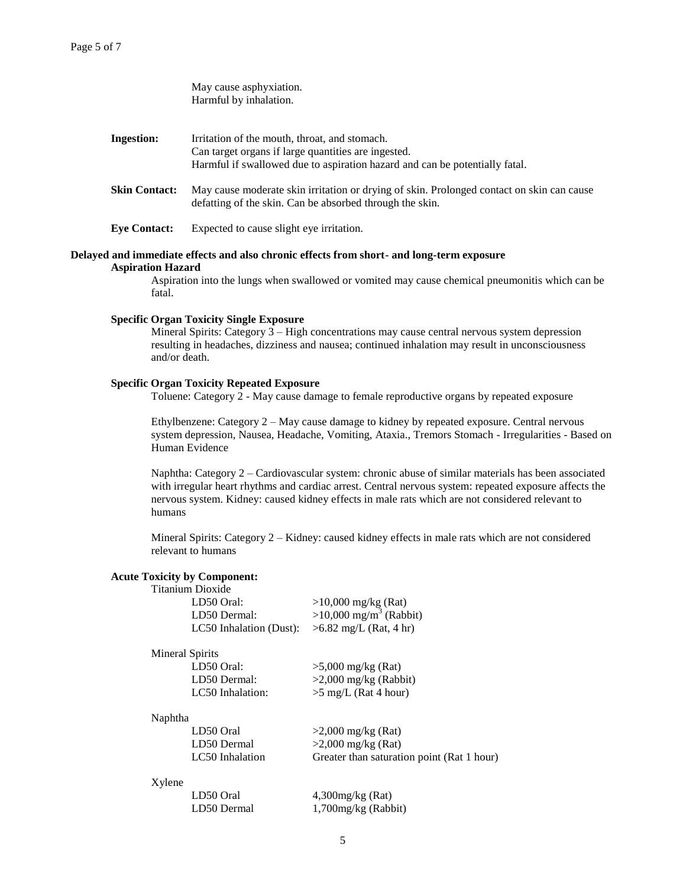May cause asphyxiation.
Harmful by inhalation.

**Ingestion:** Irritation of the mouth, throat, and stomach.
Can target organs if large quantities are ingested.
Harmful if swallowed due to aspiration hazard and can be potentially fatal.

**Skin Contact:** May cause moderate skin irritation or drying of skin. Prolonged contact on skin can cause defatting of the skin. Can be absorbed through the skin.

**Eye Contact:** Expected to cause slight eye irritation.

**Delayed and immediate effects and also chronic effects from short- and long-term exposure**

**Aspiration Hazard**

Aspiration into the lungs when swallowed or vomited may cause chemical pneumonitis which can be fatal.

**Specific Organ Toxicity Single Exposure**

Mineral Spirits: Category 3 – High concentrations may cause central nervous system depression resulting in headaches, dizziness and nausea; continued inhalation may result in unconsciousness and/or death.

**Specific Organ Toxicity Repeated Exposure**

Toluene: Category 2 - May cause damage to female reproductive organs by repeated exposure

Ethylbenzene: Category 2 – May cause damage to kidney by repeated exposure. Central nervous system depression, Nausea, Headache, Vomiting, Ataxia., Tremors Stomach - Irregularities - Based on Human Evidence

Naphtha: Category 2 – Cardiovascular system: chronic abuse of similar materials has been associated with irregular heart rhythms and cardiac arrest. Central nervous system: repeated exposure affects the nervous system. Kidney: caused kidney effects in male rats which are not considered relevant to humans

Mineral Spirits: Category 2 – Kidney: caused kidney effects in male rats which are not considered relevant to humans

**Acute Toxicity by Component:**

Titanium Dioxide

| | |
|---|---|
| LD50 Oral: | >10,000 mg/kg (Rat) |
| LD50 Dermal: | >10,000 mg/m$^3$ (Rabbit) |
| LC50 Inhalation (Dust): | >6.82 mg/L (Rat, 4 hr) |

Mineral Spirits

| | |
|---|---|
| LD50 Oral: | >5,000 mg/kg (Rat) |
| LD50 Dermal: | >2,000 mg/kg (Rabbit) |
| LC50 Inhalation: | >5 mg/L (Rat 4 hour) |

Naphtha

| | |
|---|---|
| LD50 Oral | >2,000 mg/kg (Rat) |
| LD50 Dermal | >2,000 mg/kg (Rat) |
| LC50 Inhalation | Greater than saturation point (Rat 1 hour) |

Xylene

| | |
|---|---|
| LD50 Oral | 4,300mg/kg (Rat) |
| LD50 Dermal | 1,700mg/kg (Rabbit) |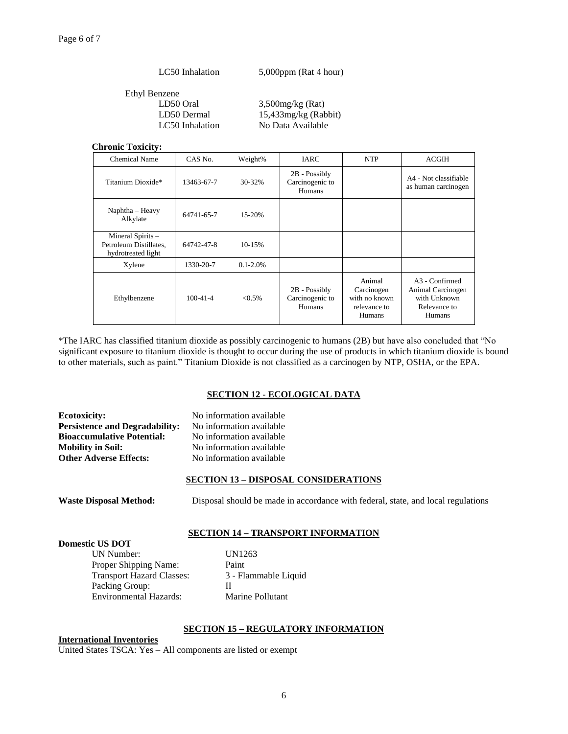LC50 Inhalation 5,000ppm (Rat 4 hour)

Ethyl Benzene

LD50 Oral 3,500mg/kg (Rat)

LD50 Dermal 15,433mg/kg (Rabbit)

LC50 Inhalation No Data Available

**Chronic Toxicity:**

| Chemical Name | CAS No. | Weight% | IARC | NTP | ACGIH |
|---|---|---|---|---|---|
| Titanium Dioxide* | 13463-67-7 | 30-32% | 2B - Possibly Carcinogenic to Humans | | A4 - Not classifiable as human carcinogen |
| Naphtha – Heavy Alkylate | 64741-65-7 | 15-20% | | | |
| Mineral Spirits – Petroleum Distillates, hydrotreated light | 64742-47-8 | 10-15% | | | |
| Xylene | 1330-20-7 | 0.1-2.0% | | | |
| Ethylbenzene | 100-41-4 | <0.5% | 2B - Possibly Carcinogenic to Humans | Animal Carcinogen with no known relevance to Humans | A3 - Confirmed Animal Carcinogen with Unknown Relevance to Humans |

*The IARC has classified titanium dioxide as possibly carcinogenic to humans (2B) but have also concluded that "No significant exposure to titanium dioxide is thought to occur during the use of products in which titanium dioxide is bound to other materials, such as paint." Titanium Dioxide is not classified as a carcinogen by NTP, OSHA, or the EPA.

## SECTION 12 - ECOLOGICAL DATA

**Ecotoxicity:** No information available
**Persistence and Degradability:** No information available
**Bioaccumulative Potential:** No information available
**Mobility in Soil:** No information available
**Other Adverse Effects:** No information available

## SECTION 13 – DISPOSAL CONSIDERATIONS

**Waste Disposal Method:** Disposal should be made in accordance with federal, state, and local regulations

## SECTION 14 – TRANSPORT INFORMATION

**Domestic US DOT**

UN Number: UN1263
Proper Shipping Name: Paint
Transport Hazard Classes: 3 - Flammable Liquid
Packing Group: II
Environmental Hazards: Marine Pollutant

## SECTION 15 – REGULATORY INFORMATION

**International Inventories**

United States TSCA: Yes – All components are listed or exempt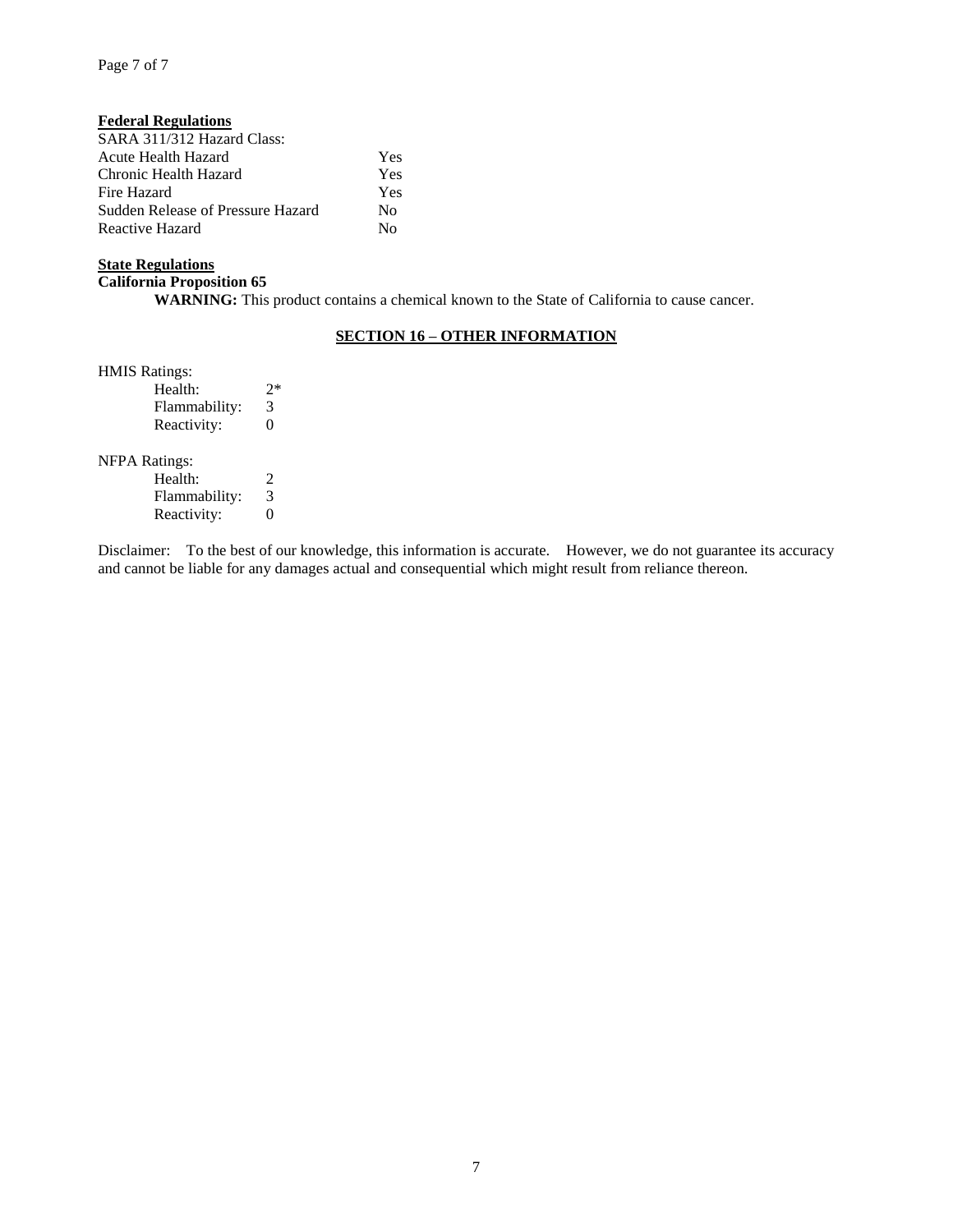**Federal Regulations**

SARA 311/312 Hazard Class:

| | |
|---|---|
| Acute Health Hazard | Yes |
| Chronic Health Hazard | Yes |
| Fire Hazard | Yes |
| Sudden Release of Pressure Hazard | No |
| Reactive Hazard | No |

**State Regulations**

**California Proposition 65**

**WARNING:** This product contains a chemical known to the State of California to cause cancer.

## SECTION 16 – OTHER INFORMATION

HMIS Ratings:

| | |
|---|---|
| Health: | 2* |
| Flammability: | 3 |
| Reactivity: | 0 |

NFPA Ratings:

| | |
|---|---|
| Health: | 2 |
| Flammability: | 3 |
| Reactivity: | 0 |

Disclaimer: To the best of our knowledge, this information is accurate. However, we do not guarantee its accuracy and cannot be liable for any damages actual and consequential which might result from reliance thereon.